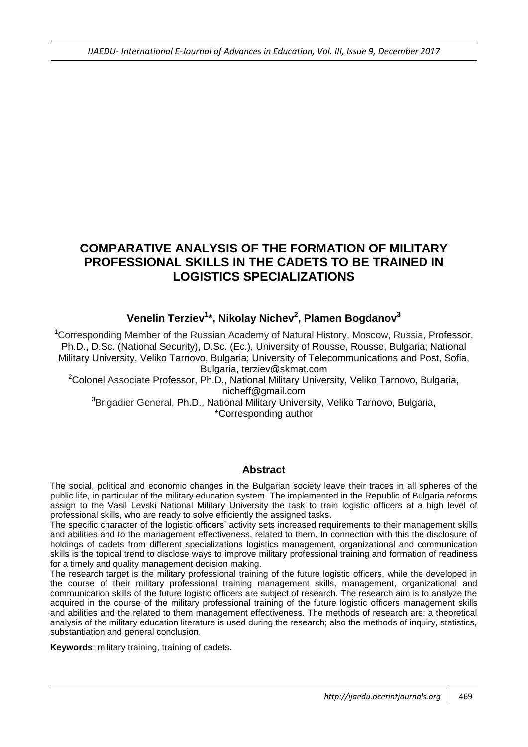# COMPARATIVE ANALYSIS OF THE FORMATION OF MILITARY PROFESSIONAL SKILLS IN THE CADETS TO BE TRAINED IN LOGISTICS SPECIALIZATIONS

**Venelin Terziev[1]*, Nikolay Nichev[2], Plamen Bogdanov[3]**

[1]Corresponding Member of the Russian Academy of Natural History, Moscow, Russia, Professor, Ph.D., D.Sc. (National Security), D.Sc. (Ec.), University of Rousse, Rousse, Bulgaria; National Military University, Veliko Tarnovo, Bulgaria; University of Telecommunications and Post, Sofia, Bulgaria, terziev@skmat.com

[2]Colonel Associate Professor, Ph.D., National Military University, Veliko Tarnovo, Bulgaria, nicheff@gmail.com

[3]Brigadier General, Ph.D., National Military University, Veliko Tarnovo, Bulgaria,

*Corresponding author

## Abstract

The social, political and economic changes in the Bulgarian society leave their traces in all spheres of the public life, in particular of the military education system. The implemented in the Republic of Bulgaria reforms assign to the Vasil Levski National Military University the task to train logistic officers at a high level of professional skills, who are ready to solve efficiently the assigned tasks.

The specific character of the logistic officers' activity sets increased requirements to their management skills and abilities and to the management effectiveness, related to them. In connection with this the disclosure of holdings of cadets from different specializations logistics management, organizational and communication skills is the topical trend to disclose ways to improve military professional training and formation of readiness for a timely and quality management decision making.

The research target is the military professional training of the future logistic officers, while the developed in the course of their military professional training management skills, management, organizational and communication skills of the future logistic officers are subject of research. The research aim is to analyze the acquired in the course of the military professional training of the future logistic officers management skills and abilities and the related to them management effectiveness. The methods of research are: a theoretical analysis of the military education literature is used during the research; also the methods of inquiry, statistics, substantiation and general conclusion.

**Keywords**: military training, training of cadets.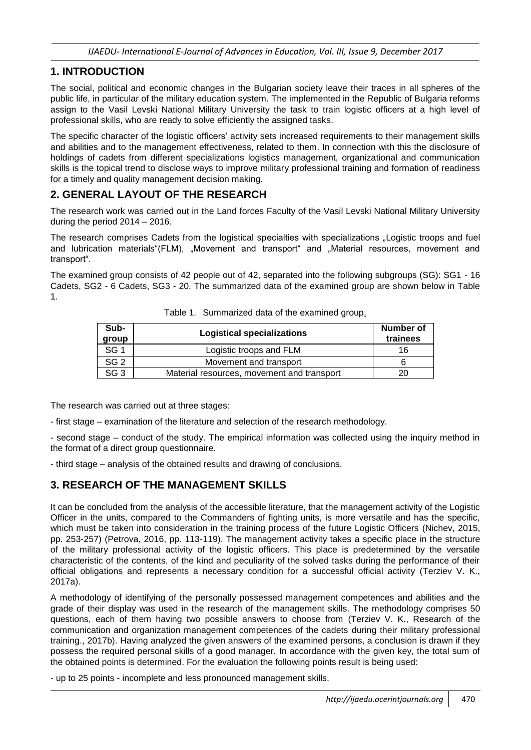## 1. INTRODUCTION

The social, political and economic changes in the Bulgarian society leave their traces in all spheres of the public life, in particular of the military education system. The implemented in the Republic of Bulgaria reforms assign to the Vasil Levski National Military University the task to train logistic officers at a high level of professional skills, who are ready to solve efficiently the assigned tasks.

The specific character of the logistic officers' activity sets increased requirements to their management skills and abilities and to the management effectiveness, related to them. In connection with this the disclosure of holdings of cadets from different specializations logistics management, organizational and communication skills is the topical trend to disclose ways to improve military professional training and formation of readiness for a timely and quality management decision making.

## 2. GENERAL LAYOUT OF THE RESEARCH

The research work was carried out in the Land forces Faculty of the Vasil Levski National Military University during the period 2014 – 2016.

The research comprises Cadets from the logistical specialties with specializations „Logistic troops and fuel and lubrication materials"(FLM), „Movement and transport" and „Material resources, movement and transport".

The examined group consists of 42 people out of 42, separated into the following subgroups (SG): SG1 - 16 Cadets, SG2 - 6 Cadets, SG3 - 20. The summarized data of the examined group are shown below in Table 1.

Table 1. Summarized data of the examined group.

| Sub-group | Logistical specializations | Number of trainees |
|---|---|---|
| SG 1 | Logistic troops and FLM | 16 |
| SG 2 | Movement and transport | 6 |
| SG 3 | Material resources, movement and transport | 20 |

The research was carried out at three stages:

- first stage – examination of the literature and selection of the research methodology.

- second stage – conduct of the study. The empirical information was collected using the inquiry method in the format of a direct group questionnaire.

- third stage – analysis of the obtained results and drawing of conclusions.

## 3. RESEARCH OF THE MANAGEMENT SKILLS

It can be concluded from the analysis of the accessible literature, that the management activity of the Logistic Officer in the units, compared to the Commanders of fighting units, is more versatile and has the specific, which must be taken into consideration in the training process of the future Logistic Officers (Nichev, 2015, pp. 253-257) (Petrova, 2016, pp. 113-119). The management activity takes a specific place in the structure of the military professional activity of the logistic officers. This place is predetermined by the versatile characteristic of the contents, of the kind and peculiarity of the solved tasks during the performance of their official obligations and represents a necessary condition for a successful official activity (Terziev V. K., 2017a).

A methodology of identifying of the personally possessed management competences and abilities and the grade of their display was used in the research of the management skills. The methodology comprises 50 questions, each of them having two possible answers to choose from (Terziev V. K., Research of the communication and organization management competences of the cadets during their military professional training., 2017b). Having analyzed the given answers of the examined persons, a conclusion is drawn if they possess the required personal skills of a good manager. In accordance with the given key, the total sum of the obtained points is determined. For the evaluation the following points result is being used:

- up to 25 points - incomplete and less pronounced management skills.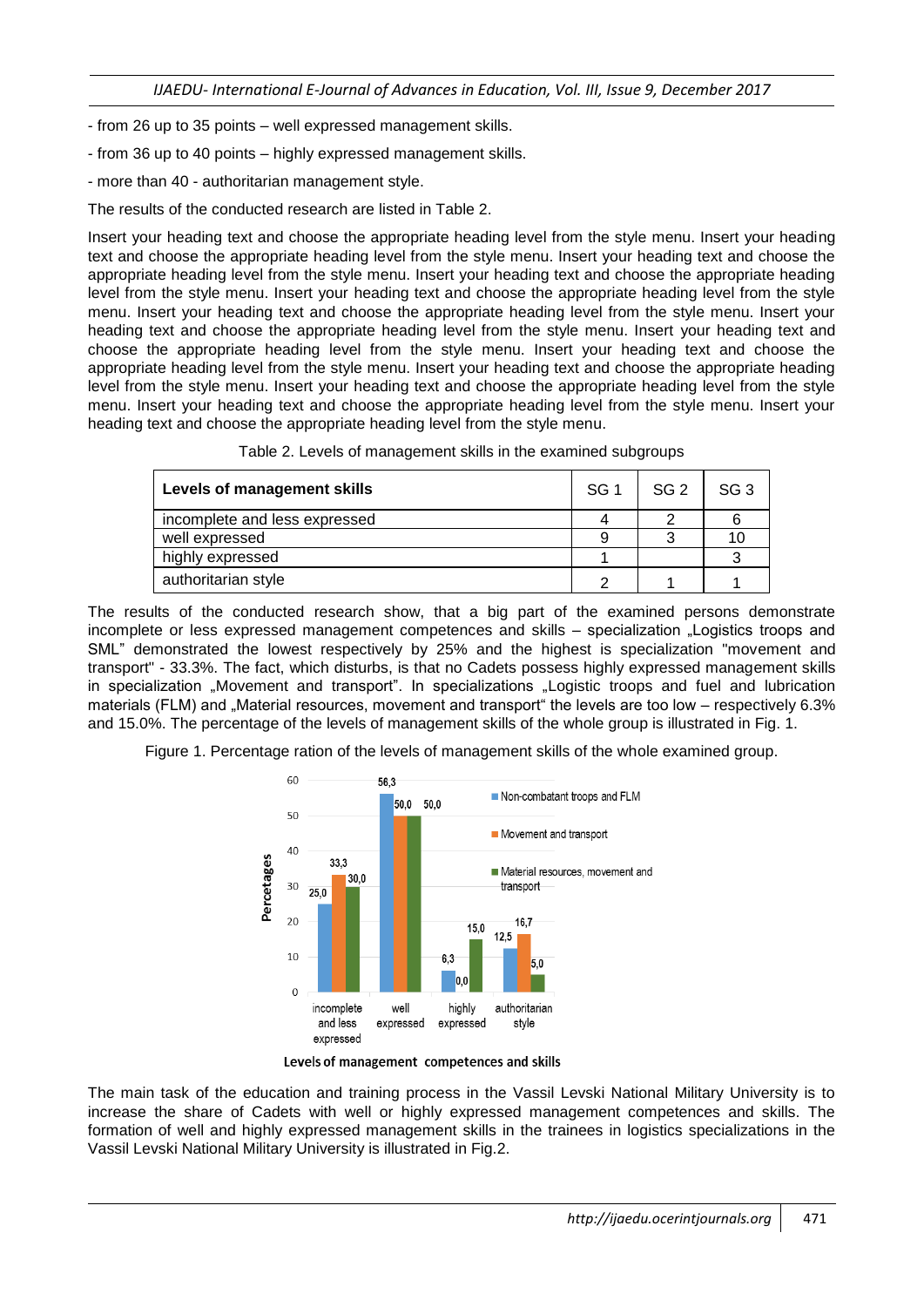- from 26 up to 35 points – well expressed management skills.

- from 36 up to 40 points – highly expressed management skills.

- more than 40 - authoritarian management style.

The results of the conducted research are listed in Table 2.

Insert your heading text and choose the appropriate heading level from the style menu. Insert your heading text and choose the appropriate heading level from the style menu. Insert your heading text and choose the appropriate heading level from the style menu. Insert your heading text and choose the appropriate heading level from the style menu. Insert your heading text and choose the appropriate heading level from the style menu. Insert your heading text and choose the appropriate heading level from the style menu. Insert your heading text and choose the appropriate heading level from the style menu. Insert your heading text and choose the appropriate heading level from the style menu. Insert your heading text and choose the appropriate heading level from the style menu. Insert your heading text and choose the appropriate heading level from the style menu. Insert your heading text and choose the appropriate heading level from the style menu. Insert your heading text and choose the appropriate heading level from the style menu. Insert your heading text and choose the appropriate heading level from the style menu.

Table 2. Levels of management skills in the examined subgroups

| Levels of management skills | SG 1 | SG 2 | SG 3 |
|---|---|---|---|
| incomplete and less expressed | 4 | 2 | 6 |
| well expressed | 9 | 3 | 10 |
| highly expressed | 1 | | 3 |
| authoritarian style | 2 | 1 | 1 |

The results of the conducted research show, that a big part of the examined persons demonstrate incomplete or less expressed management competences and skills – specialization „Logistics troops and SML" demonstrated the lowest respectively by 25% and the highest is specialization "movement and transport" - 33.3%. The fact, which disturbs, is that no Cadets possess highly expressed management skills in specialization „Movement and transport". In specializations „Logistic troops and fuel and lubrication materials (FLM) and „Material resources, movement and transport" the levels are too low – respectively 6.3% and 15.0%. The percentage of the levels of management skills of the whole group is illustrated in Fig. 1.

Figure 1. Percentage ration of the levels of management skills of the whole examined group.

The main task of the education and training process in the Vassil Levski National Military University is to increase the share of Cadets with well or highly expressed management competences and skills. The formation of well and highly expressed management skills in the trainees in logistics specializations in the Vassil Levski National Military University is illustrated in Fig.2.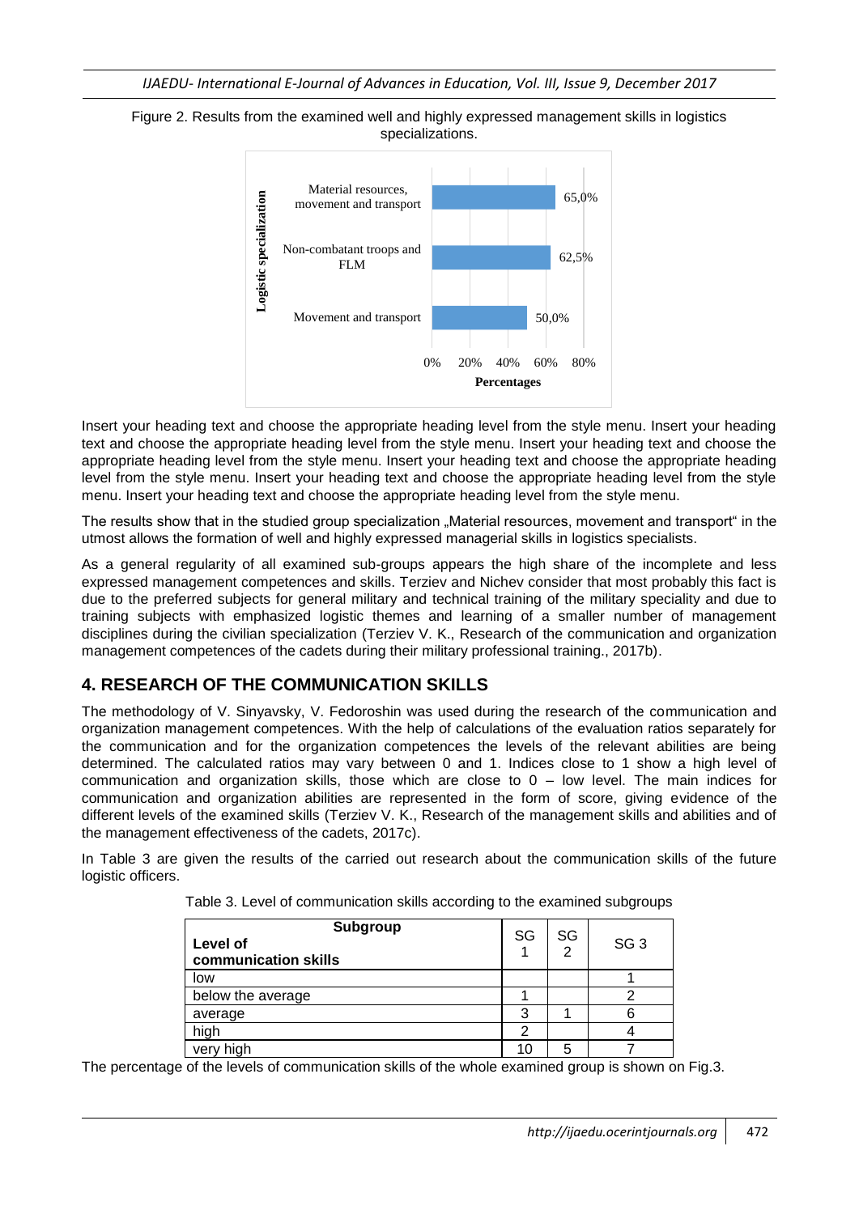Figure 2. Results from the examined well and highly expressed management skills in logistics specializations.

Insert your heading text and choose the appropriate heading level from the style menu. Insert your heading text and choose the appropriate heading level from the style menu. Insert your heading text and choose the appropriate heading level from the style menu. Insert your heading text and choose the appropriate heading level from the style menu. Insert your heading text and choose the appropriate heading level from the style menu. Insert your heading text and choose the appropriate heading level from the style menu.

The results show that in the studied group specialization „Material resources, movement and transport" in the utmost allows the formation of well and highly expressed managerial skills in logistics specialists.

As a general regularity of all examined sub-groups appears the high share of the incomplete and less expressed management competences and skills. Terziev and Nichev consider that most probably this fact is due to the preferred subjects for general military and technical training of the military speciality and due to training subjects with emphasized logistic themes and learning of a smaller number of management disciplines during the civilian specialization (Terziev V. K., Research of the communication and organization management competences of the cadets during their military professional training., 2017b).

## 4. RESEARCH OF THE COMMUNICATION SKILLS

The methodology of V. Sinyavsky, V. Fedoroshin was used during the research of the communication and organization management competences. With the help of calculations of the evaluation ratios separately for the communication and for the organization competences the levels of the relevant abilities are being determined. The calculated ratios may vary between 0 and 1. Indices close to 1 show a high level of communication and organization skills, those which are close to 0 – low level. The main indices for communication and organization abilities are represented in the form of score, giving evidence of the different levels of the examined skills (Terziev V. K., Research of the management skills and abilities and of the management effectiveness of the cadets, 2017c).

In Table 3 are given the results of the carried out research about the communication skills of the future logistic officers.

Table 3. Level of communication skills according to the examined subgroups

| Subgroup / Level of communication skills | SG 1 | SG 2 | SG 3 |
|---|---|---|---|
| low | | | 1 |
| below the average | 1 | | 2 |
| average | 3 | 1 | 6 |
| high | 2 | | 4 |
| very high | 10 | 5 | 7 |

The percentage of the levels of communication skills of the whole examined group is shown on Fig.3.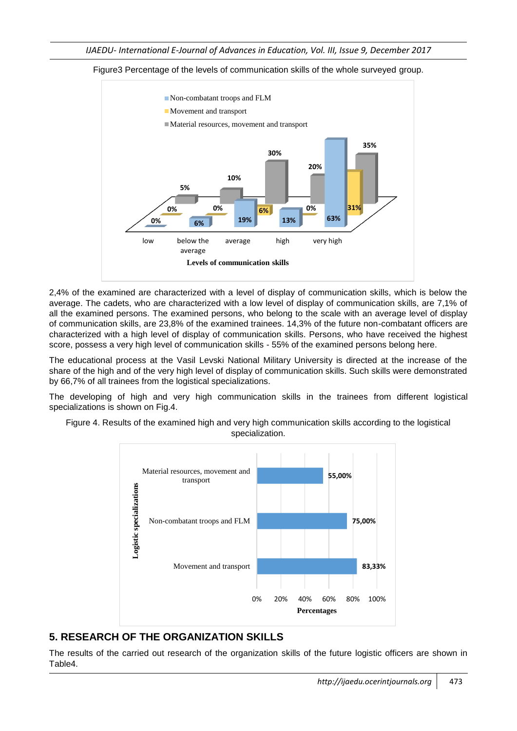Figure3 Percentage of the levels of communication skills of the whole surveyed group.

2,4% of the examined are characterized with a level of display of communication skills, which is below the average. The cadets, who are characterized with a low level of display of communication skills, are 7,1% of all the examined persons. The examined persons, who belong to the scale with an average level of display of communication skills, are 23,8% of the examined trainees. 14,3% of the future non-combatant officers are characterized with a high level of display of communication skills. Persons, who have received the highest score, possess a very high level of communication skills - 55% of the examined persons belong here.

The educational process at the Vasil Levski National Military University is directed at the increase of the share of the high and of the very high level of display of communication skills. Such skills were demonstrated by 66,7% of all trainees from the logistical specializations.

The developing of high and very high communication skills in the trainees from different logistical specializations is shown on Fig.4.

Figure 4. Results of the examined high and very high communication skills according to the logistical specialization.

## 5. RESEARCH OF THE ORGANIZATION SKILLS

The results of the carried out research of the organization skills of the future logistic officers are shown in Table4.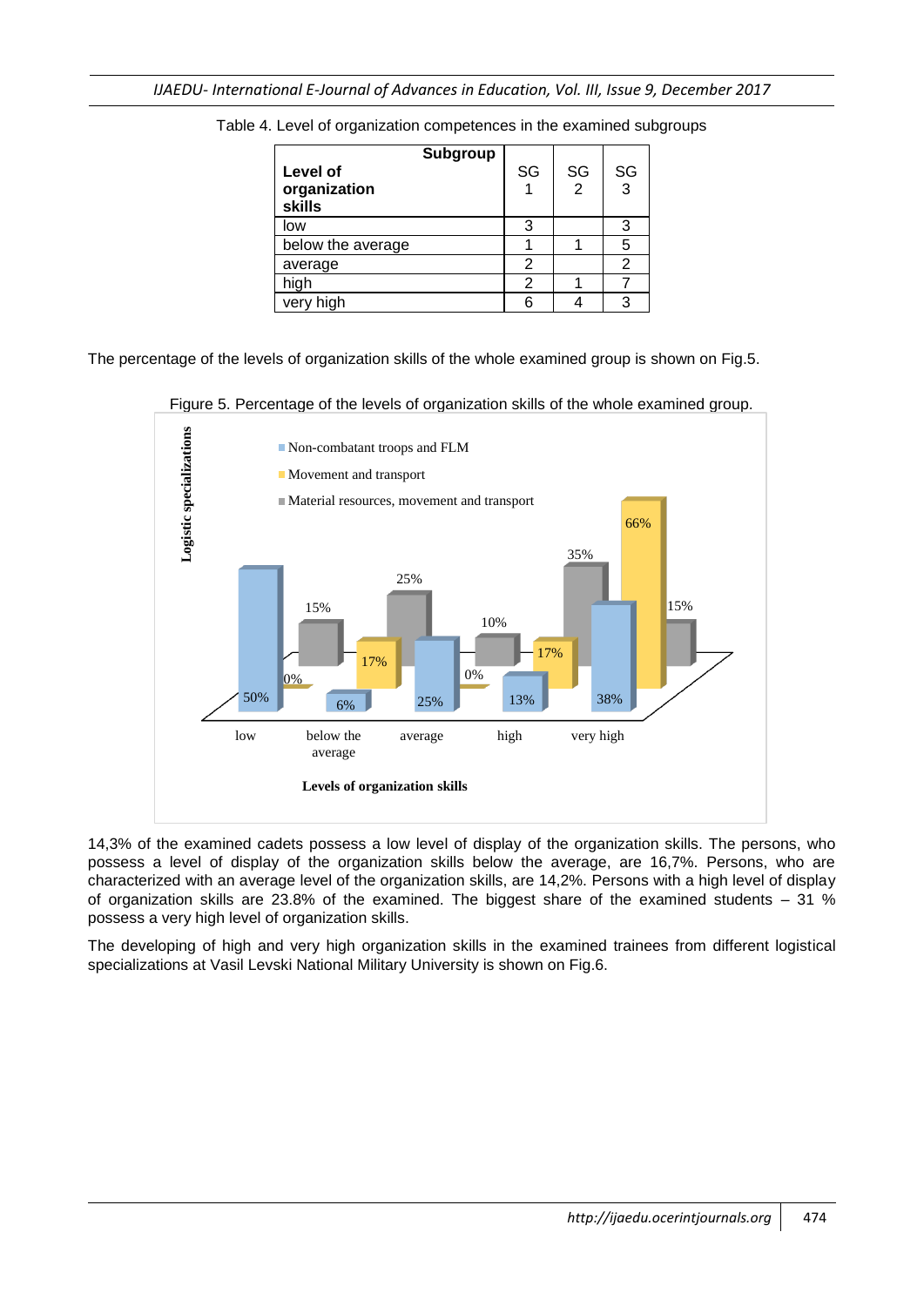Table 4. Level of organization competences in the examined subgroups

| Level of organization skills / Subgroup | SG 1 | SG 2 | SG 3 |
|---|---|---|---|
| low | 3 | | 3 |
| below the average | 1 | 1 | 5 |
| average | 2 | | 2 |
| high | 2 | 1 | 7 |
| very high | 6 | 4 | 3 |

The percentage of the levels of organization skills of the whole examined group is shown on Fig.5.

Figure 5. Percentage of the levels of organization skills of the whole examined group.

14,3% of the examined cadets possess a low level of display of the organization skills. The persons, who possess a level of display of the organization skills below the average, are 16,7%. Persons, who are characterized with an average level of the organization skills, are 14,2%. Persons with a high level of display of organization skills are 23.8% of the examined. The biggest share of the examined students – 31 % possess a very high level of organization skills.

The developing of high and very high organization skills in the examined trainees from different logistical specializations at Vasil Levski National Military University is shown on Fig.6.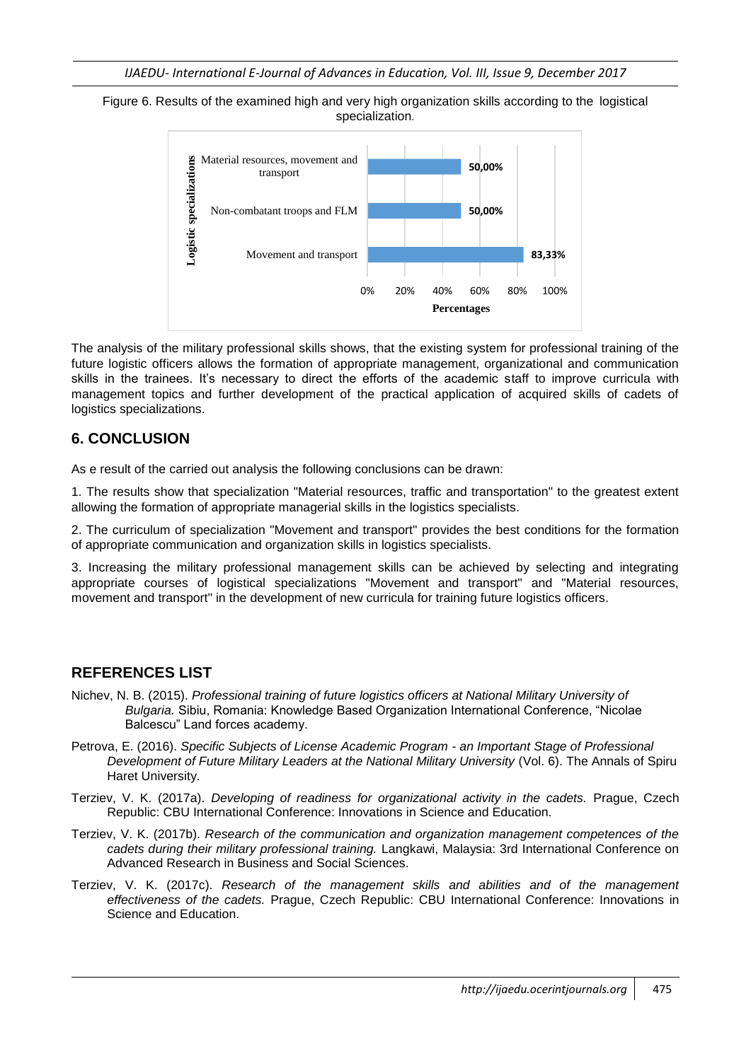Figure 6. Results of the examined high and very high organization skills according to the logistical specialization.

Logistic specializations

Material resources, movement and transport

Non-combatant troops and FLM

Movement and transport

50,00%

50,00%

83,33%

0% 20% 40% 60% 80% 100%

Percentages

The analysis of the military professional skills shows, that the existing system for professional training of the future logistic officers allows the formation of appropriate management, organizational and communication skills in the trainees. It's necessary to direct the efforts of the academic staff to improve curricula with management topics and further development of the practical application of acquired skills of cadets of logistics specializations.

## 6. CONCLUSION

As e result of the carried out analysis the following conclusions can be drawn:

1. The results show that specialization "Material resources, traffic and transportation" to the greatest extent allowing the formation of appropriate managerial skills in the logistics specialists.

2. The curriculum of specialization "Movement and transport" provides the best conditions for the formation of appropriate communication and organization skills in logistics specialists.

3. Increasing the military professional management skills can be achieved by selecting and integrating appropriate courses of logistical specializations "Movement and transport" and "Material resources, movement and transport" in the development of new curricula for training future logistics officers.

## REFERENCES LIST

Nichev, N. B. (2015). *Professional training of future logistics officers at National Military University of Bulgaria.* Sibiu, Romania: Knowledge Based Organization International Conference, "Nicolae Balcescu" Land forces academy.

Petrova, E. (2016). *Specific Subjects of License Academic Program - an Important Stage of Professional Development of Future Military Leaders at the National Military University* (Vol. 6). The Annals of Spiru Haret University.

Terziev, V. K. (2017a). *Developing of readiness for organizational activity in the cadets.* Prague, Czech Republic: CBU International Conference: Innovations in Science and Education.

Terziev, V. K. (2017b). *Research of the communication and organization management competences of the cadets during their military professional training.* Langkawi, Malaysia: 3rd International Conference on Advanced Research in Business and Social Sciences.

Terziev, V. K. (2017c). *Research of the management skills and abilities and of the management effectiveness of the cadets.* Prague, Czech Republic: CBU International Conference: Innovations in Science and Education.